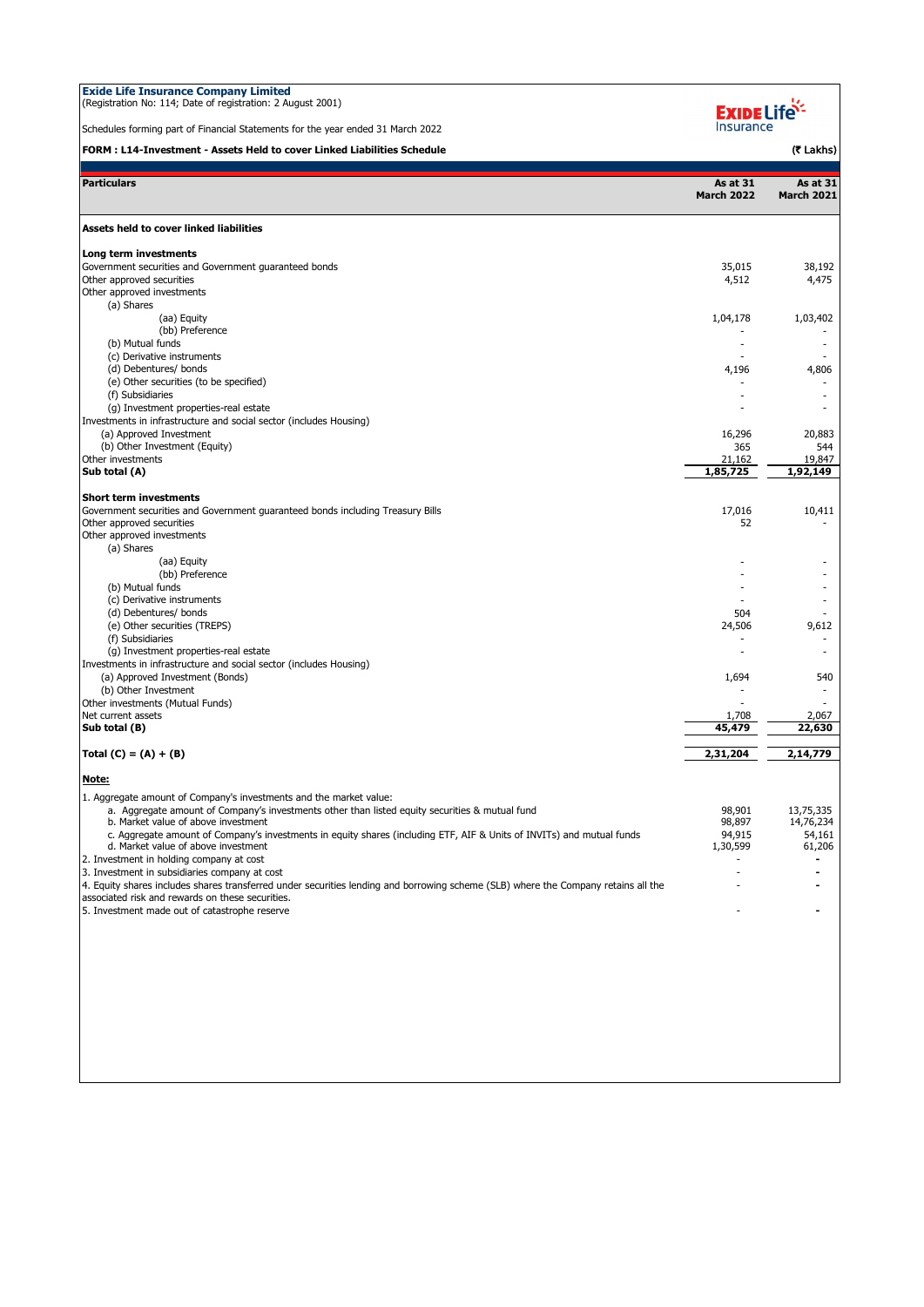**Exide Life Insurance Company Limited**
(Registration No: 114; Date of registration: 2 August 2001)

Schedules forming part of Financial Statements for the year ended 31 March 2022

**FORM : L14-Investment - Assets Held to cover Linked Liabilities Schedule**

(₹ Lakhs)

| Particulars | As at 31 March 2022 | As at 31 March 2021 |
|---|---|---|
| **Assets held to cover linked liabilities** | | |
| **Long term investments** | | |
| Government securities and Government guaranteed bonds | 35,015 | 38,192 |
| Other approved securities | 4,512 | 4,475 |
| Other approved investments | | |
| (a) Shares | | |
| (aa) Equity | 1,04,178 | 1,03,402 |
| (bb) Preference | - | - |
| (b) Mutual funds | - | - |
| (c) Derivative instruments | - | - |
| (d) Debentures/ bonds | 4,196 | 4,806 |
| (e) Other securities (to be specified) | - | - |
| (f) Subsidiaries | - | - |
| (g) Investment properties-real estate | - | - |
| Investments in infrastructure and social sector (includes Housing) | | |
| (a) Approved Investment | 16,296 | 20,883 |
| (b) Other Investment (Equity) | 365 | 544 |
| Other investments | 21,162 | 19,847 |
| **Sub total (A)** | **1,85,725** | **1,92,149** |
| **Short term investments** | | |
| Government securities and Government guaranteed bonds including Treasury Bills | 17,016 | 10,411 |
| Other approved securities | 52 | - |
| Other approved investments | | |
| (a) Shares | | |
| (aa) Equity | - | - |
| (bb) Preference | - | - |
| (b) Mutual funds | - | - |
| (c) Derivative instruments | - | - |
| (d) Debentures/ bonds | 504 | - |
| (e) Other securities (TREPS) | 24,506 | 9,612 |
| (f) Subsidiaries | - | - |
| (g) Investment properties-real estate | - | - |
| Investments in infrastructure and social sector (includes Housing) | | |
| (a) Approved Investment (Bonds) | 1,694 | 540 |
| (b) Other Investment | - | - |
| Other investments (Mutual Funds) | - | - |
| Net current assets | 1,708 | 2,067 |
| **Sub total (B)** | **45,479** | **22,630** |
| **Total (C) = (A) + (B)** | **2,31,204** | **2,14,779** |

**Note:**

| | As at 31 March 2022 | As at 31 March 2021 |
|---|---|---|
| 1. Aggregate amount of Company's investments and the market value: | | |
| a. Aggregate amount of Company's investments other than listed equity securities & mutual fund | 98,901 | 13,75,335 |
| b. Market value of above investment | 98,897 | 14,76,234 |
| c. Aggregate amount of Company's investments in equity shares (including ETF, AIF & Units of INVITs) and mutual funds | 94,915 | 54,161 |
| d. Market value of above investment | 1,30,599 | 61,206 |
| 2. Investment in holding company at cost | - | - |
| 3. Investment in subsidiaries company at cost | - | - |
| 4. Equity shares includes shares transferred under securities lending and borrowing scheme (SLB) where the Company retains all the associated risk and rewards on these securities. | - | - |
| 5. Investment made out of catastrophe reserve | - | - |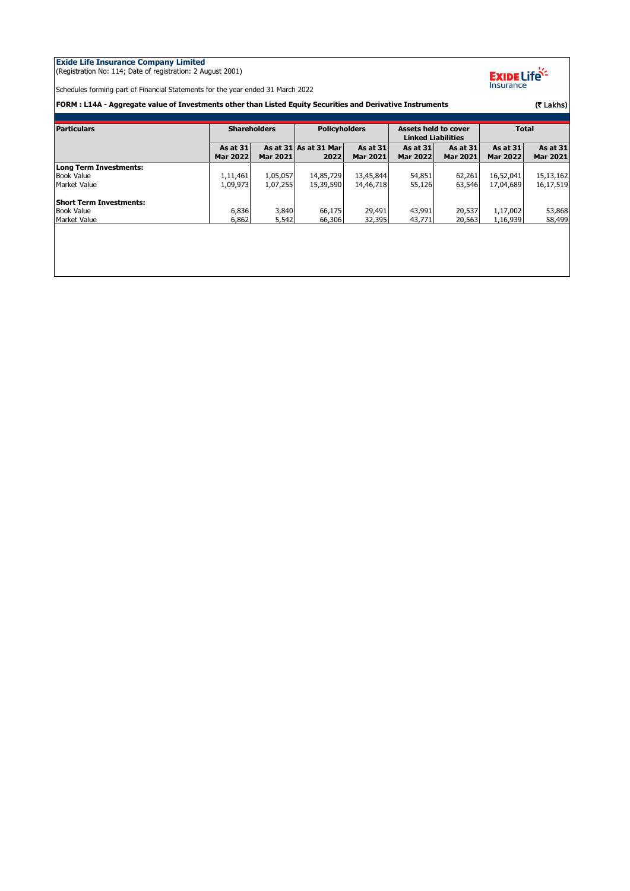**Exide Life Insurance Company Limited**
(Registration No: 114; Date of registration: 2 August 2001)

Schedules forming part of Financial Statements for the year ended 31 March 2022

**FORM : L14A - Aggregate value of Investments other than Listed Equity Securities and Derivative Instruments** (₹ Lakhs)

| Particulars | Shareholders | | Policyholders | | Assets held to cover Linked Liabilities | | Total | |
|---|---|---|---|---|---|---|---|---|
| | As at 31 Mar 2022 | As at 31 Mar 2021 | As at 31 Mar 2022 | As at 31 Mar 2021 | As at 31 Mar 2022 | As at 31 Mar 2021 | As at 31 Mar 2022 | As at 31 Mar 2021 |
| **Long Term Investments:** | | | | | | | | |
| Book Value | 1,11,461 | 1,05,057 | 14,85,729 | 13,45,844 | 54,851 | 62,261 | 16,52,041 | 15,13,162 |
| Market Value | 1,09,973 | 1,07,255 | 15,39,590 | 14,46,718 | 55,126 | 63,546 | 17,04,689 | 16,17,519 |
| **Short Term Investments:** | | | | | | | | |
| Book Value | 6,836 | 3,840 | 66,175 | 29,491 | 43,991 | 20,537 | 1,17,002 | 53,868 |
| Market Value | 6,862 | 5,542 | 66,306 | 32,395 | 43,771 | 20,563 | 1,16,939 | 58,499 |